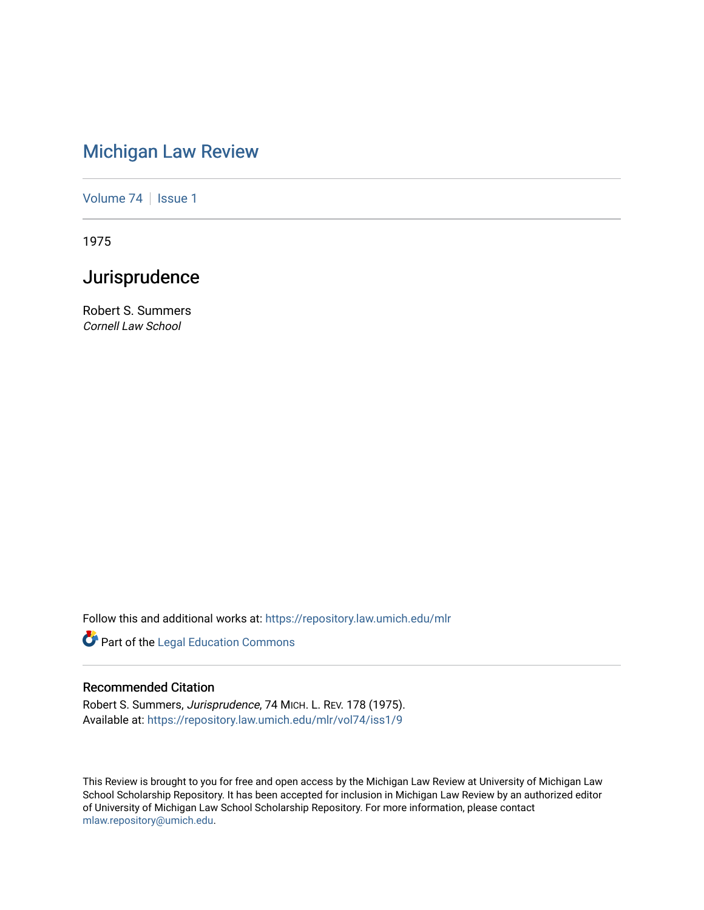# Michigan Law Review

Volume 74 | Issue 1

1975

## Jurisprudence

Robert S. Summers
*Cornell Law School*

Follow this and additional works at: https://repository.law.umich.edu/mlr

Part of the Legal Education Commons

### Recommended Citation

Robert S. Summers, *Jurisprudence*, 74 MICH. L. REV. 178 (1975).
Available at: https://repository.law.umich.edu/mlr/vol74/iss1/9

This Review is brought to you for free and open access by the Michigan Law Review at University of Michigan Law School Scholarship Repository. It has been accepted for inclusion in Michigan Law Review by an authorized editor of University of Michigan Law School Scholarship Repository. For more information, please contact mlaw.repository@umich.edu.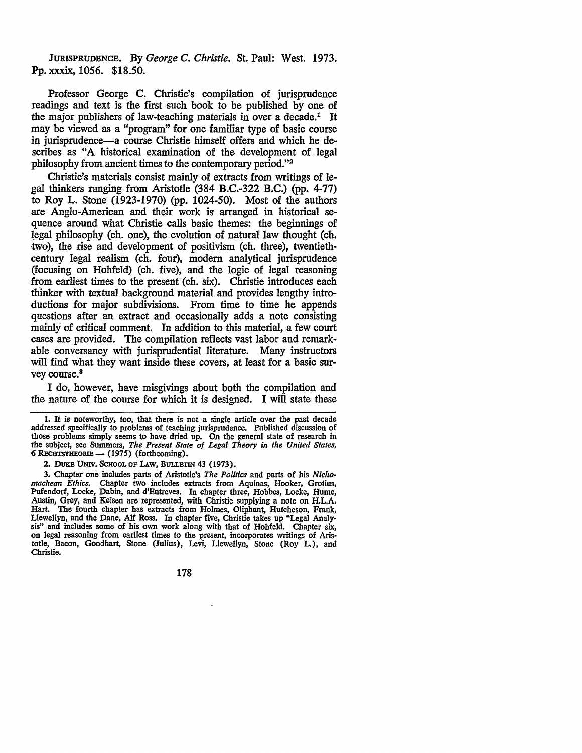JURISPRUDENCE. By *George C. Christie*. St. Paul: West. 1973. Pp. xxxix, 1056. $18.50.

Professor George C. Christie's compilation of jurisprudence readings and text is the first such book to be published by one of the major publishers of law-teaching materials in over a decade.[1] It may be viewed as a "program" for one familiar type of basic course in jurisprudence—a course Christie himself offers and which he describes as "A historical examination of the development of legal philosophy from ancient times to the contemporary period."[2]

Christie's materials consist mainly of extracts from writings of legal thinkers ranging from Aristotle (384 B.C.-322 B.C.) (pp. 4-77) to Roy L. Stone (1923-1970) (pp. 1024-50). Most of the authors are Anglo-American and their work is arranged in historical sequence around what Christie calls basic themes: the beginnings of legal philosophy (ch. one), the evolution of natural law thought (ch. two), the rise and development of positivism (ch. three), twentieth-century legal realism (ch. four), modern analytical jurisprudence (focusing on Hohfeld) (ch. five), and the logic of legal reasoning from earliest times to the present (ch. six). Christie introduces each thinker with textual background material and provides lengthy introductions for major subdivisions. From time to time he appends questions after an extract and occasionally adds a note consisting mainly of critical comment. In addition to this material, a few court cases are provided. The compilation reflects vast labor and remarkable conversancy with jurisprudential literature. Many instructors will find what they want inside these covers, at least for a basic survey course.[3]

I do, however, have misgivings about both the compilation and the nature of the course for which it is designed. I will state these

---

1. It is noteworthy, too, that there is not a single article over the past decade addressed specifically to problems of teaching jurisprudence. Published discussion of those problems simply seems to have dried up. On the general state of research in the subject, see Summers, *The Present State of Legal Theory in the United States*, 6 RECHTSTHEORIE — (1975) (forthcoming).

2. DUKE UNIV. SCHOOL OF LAW, BULLETIN 43 (1973).

3. Chapter one includes parts of Aristotle's *The Politics* and parts of his *Nichomachean Ethics*. Chapter two includes extracts from Aquinas, Hooker, Grotius, Pufendorf, Locke, Dabin, and d'Entreves. In chapter three, Hobbes, Locke, Hume, Austin, Grey, and Kelsen are represented, with Christie supplying a note on H.L.A. Hart. The fourth chapter has extracts from Holmes, Oliphant, Hutcheson, Frank, Llewellyn, and the Dane, Alf Ross. In chapter five, Christie takes up "Legal Analysis" and includes some of his own work along with that of Hohfeld. Chapter six, on legal reasoning from earliest times to the present, incorporates writings of Aristotle, Bacon, Goodhart, Stone (Julius), Levi, Llewellyn, Stone (Roy L.), and Christie.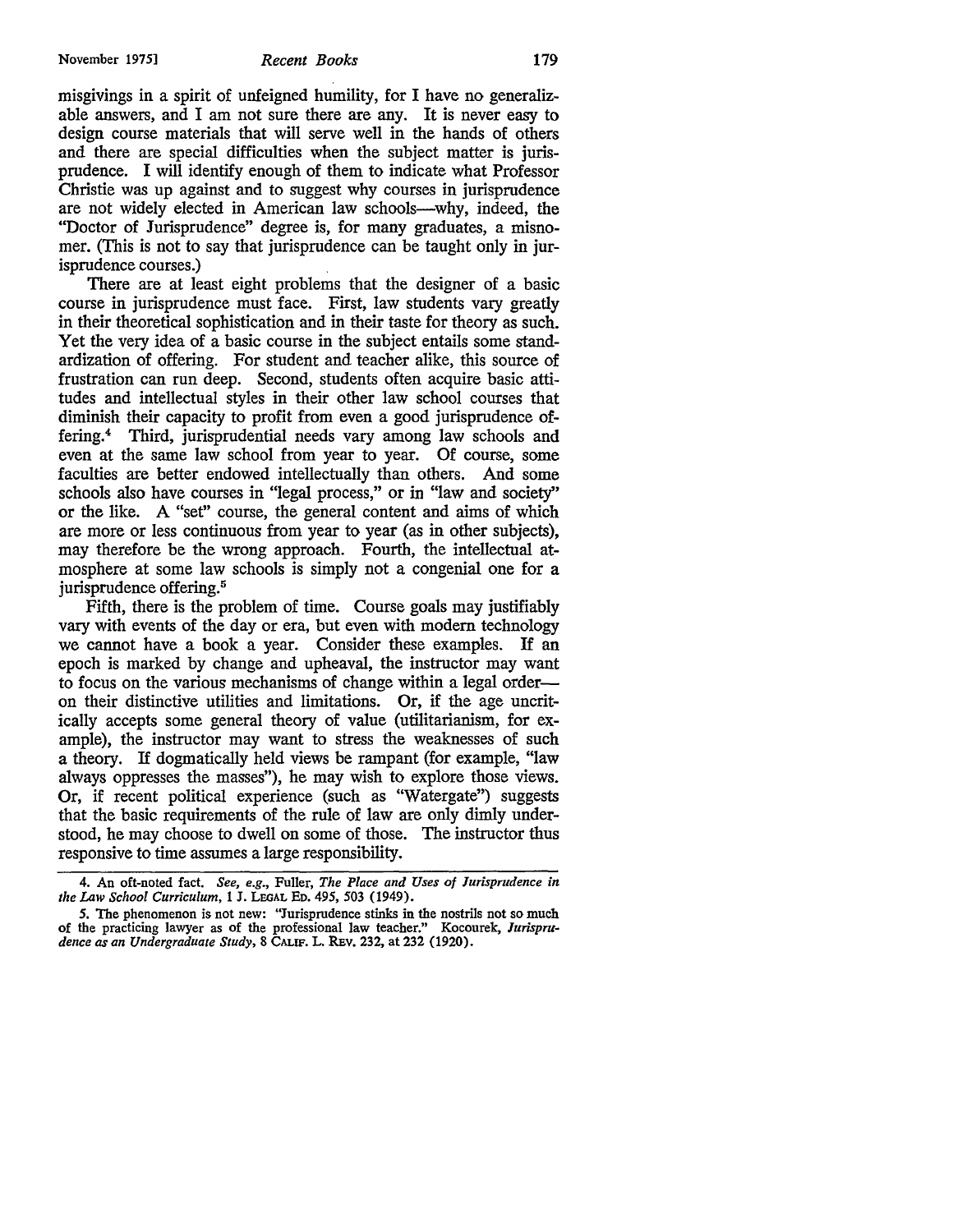misgivings in a spirit of unfeigned humility, for I have no generalizable answers, and I am not sure there are any. It is never easy to design course materials that will serve well in the hands of others and there are special difficulties when the subject matter is jurisprudence. I will identify enough of them to indicate what Professor Christie was up against and to suggest why courses in jurisprudence are not widely elected in American law schools—why, indeed, the "Doctor of Jurisprudence" degree is, for many graduates, a misnomer. (This is not to say that jurisprudence can be taught only in jurisprudence courses.)

There are at least eight problems that the designer of a basic course in jurisprudence must face. First, law students vary greatly in their theoretical sophistication and in their taste for theory as such. Yet the very idea of a basic course in the subject entails some standardization of offering. For student and teacher alike, this source of frustration can run deep. Second, students often acquire basic attitudes and intellectual styles in their other law school courses that diminish their capacity to profit from even a good jurisprudence offering.[4] Third, jurisprudential needs vary among law schools and even at the same law school from year to year. Of course, some faculties are better endowed intellectually than others. And some schools also have courses in "legal process," or in "law and society" or the like. A "set" course, the general content and aims of which are more or less continuous from year to year (as in other subjects), may therefore be the wrong approach. Fourth, the intellectual atmosphere at some law schools is simply not a congenial one for a jurisprudence offering.[5]

Fifth, there is the problem of time. Course goals may justifiably vary with events of the day or era, but even with modern technology we cannot have a book a year. Consider these examples. If an epoch is marked by change and upheaval, the instructor may want to focus on the various mechanisms of change within a legal order—on their distinctive utilities and limitations. Or, if the age uncritically accepts some general theory of value (utilitarianism, for example), the instructor may want to stress the weaknesses of such a theory. If dogmatically held views be rampant (for example, "law always oppresses the masses"), he may wish to explore those views. Or, if recent political experience (such as "Watergate") suggests that the basic requirements of the rule of law are only dimly understood, he may choose to dwell on some of those. The instructor thus responsive to time assumes a large responsibility.

---

4. An oft-noted fact. *See, e.g.*, Fuller, *The Place and Uses of Jurisprudence in the Law School Curriculum*, 1 J. LEGAL ED. 495, 503 (1949).

5. The phenomenon is not new: "Jurisprudence stinks in the nostrils not so much of the practicing lawyer as of the professional law teacher." Kocourek, *Jurisprudence as an Undergraduate Study*, 8 CALIF. L. REV. 232, at 232 (1920).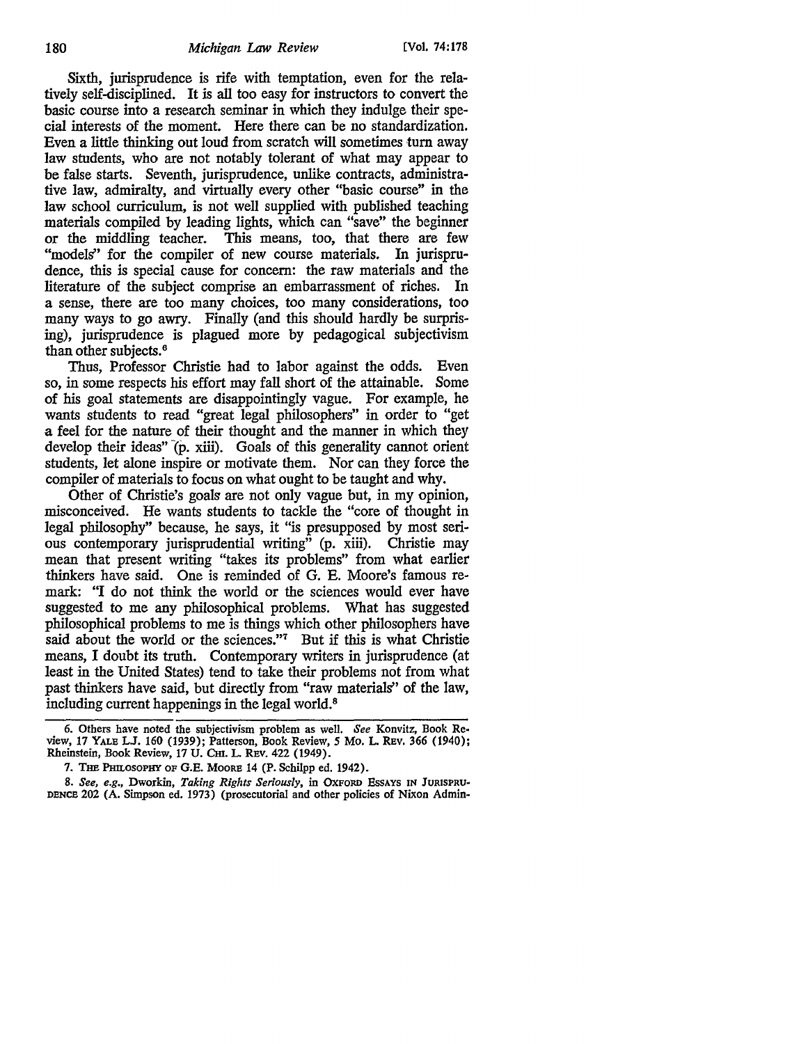Sixth, jurisprudence is rife with temptation, even for the relatively self-disciplined. It is all too easy for instructors to convert the basic course into a research seminar in which they indulge their special interests of the moment. Here there can be no standardization. Even a little thinking out loud from scratch will sometimes turn away law students, who are not notably tolerant of what may appear to be false starts. Seventh, jurisprudence, unlike contracts, administrative law, admiralty, and virtually every other "basic course" in the law school curriculum, is not well supplied with published teaching materials compiled by leading lights, which can "save" the beginner or the middling teacher. This means, too, that there are few "models" for the compiler of new course materials. In jurisprudence, this is special cause for concern: the raw materials and the literature of the subject comprise an embarrassment of riches. In a sense, there are too many choices, too many considerations, too many ways to go awry. Finally (and this should hardly be surprising), jurisprudence is plagued more by pedagogical subjectivism than other subjects.[6]

Thus, Professor Christie had to labor against the odds. Even so, in some respects his effort may fall short of the attainable. Some of his goal statements are disappointingly vague. For example, he wants students to read "great legal philosophers" in order to "get a feel for the nature of their thought and the manner in which they develop their ideas" (p. xiii). Goals of this generality cannot orient students, let alone inspire or motivate them. Nor can they force the compiler of materials to focus on what ought to be taught and why.

Other of Christie's goals are not only vague but, in my opinion, misconceived. He wants students to tackle the "core of thought in legal philosophy" because, he says, it "is presupposed by most serious contemporary jurisprudential writing" (p. xiii). Christie may mean that present writing "takes its problems" from what earlier thinkers have said. One is reminded of G. E. Moore's famous remark: "I do not think the world or the sciences would ever have suggested to me any philosophical problems. What has suggested philosophical problems to me is things which other philosophers have said about the world or the sciences."[7] But if this is what Christie means, I doubt its truth. Contemporary writers in jurisprudence (at least in the United States) tend to take their problems not from what past thinkers have said, but directly from "raw materials" of the law, including current happenings in the legal world.[8]

---

6. Others have noted the subjectivism problem as well. *See* Konvitz, Book Review, 17 YALE L.J. 160 (1939); Patterson, Book Review, 5 MO. L. REV. 366 (1940); Rheinstein, Book Review, 17 U. CHI. L. REV. 422 (1949).

7. THE PHILOSOPHY OF G.E. MOORE 14 (P. Schilpp ed. 1942).

8. *See, e.g.*, Dworkin, *Taking Rights Seriously*, in OXFORD ESSAYS IN JURISPRUDENCE 202 (A. Simpson ed. 1973) (prosecutorial and other policies of Nixon Admin-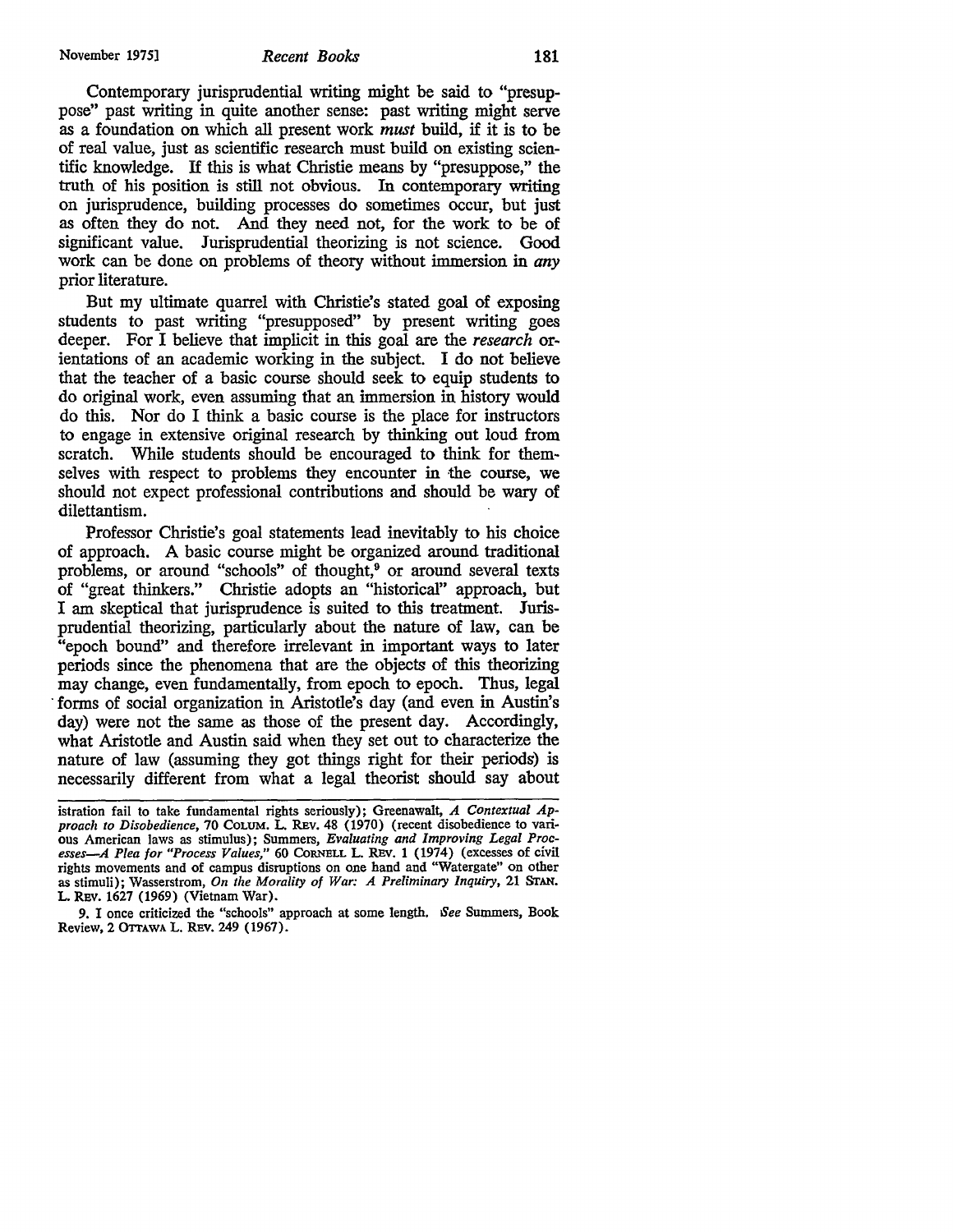Contemporary jurisprudential writing might be said to "presuppose" past writing in quite another sense: past writing might serve as a foundation on which all present work *must* build, if it is to be of real value, just as scientific research must build on existing scientific knowledge. If this is what Christie means by "presuppose," the truth of his position is still not obvious. In contemporary writing on jurisprudence, building processes do sometimes occur, but just as often they do not. And they need not, for the work to be of significant value. Jurisprudential theorizing is not science. Good work can be done on problems of theory without immersion in *any* prior literature.

But my ultimate quarrel with Christie's stated goal of exposing students to past writing "presupposed" by present writing goes deeper. For I believe that implicit in this goal are the *research* orientations of an academic working in the subject. I do not believe that the teacher of a basic course should seek to equip students to do original work, even assuming that an immersion in history would do this. Nor do I think a basic course is the place for instructors to engage in extensive original research by thinking out loud from scratch. While students should be encouraged to think for themselves with respect to problems they encounter in the course, we should not expect professional contributions and should be wary of dilettantism.

Professor Christie's goal statements lead inevitably to his choice of approach. A basic course might be organized around traditional problems, or around "schools" of thought,[9] or around several texts of "great thinkers." Christie adopts an "historical" approach, but I am skeptical that jurisprudence is suited to this treatment. Jurisprudential theorizing, particularly about the nature of law, can be "epoch bound" and therefore irrelevant in important ways to later periods since the phenomena that are the objects of this theorizing may change, even fundamentally, from epoch to epoch. Thus, legal forms of social organization in Aristotle's day (and even in Austin's day) were not the same as those of the present day. Accordingly, what Aristotle and Austin said when they set out to characterize the nature of law (assuming they got things right for their periods) is necessarily different from what a legal theorist should say about

istration fail to take fundamental rights seriously); Greenawalt, *A Contextual Approach to Disobedience*, 70 COLUM. L. REV. 48 (1970) (recent disobedience to various American laws as stimulus); Summers, *Evaluating and Improving Legal Processes—A Plea for "Process Values,"* 60 CORNELL L. REV. 1 (1974) (excesses of civil rights movements and of campus disruptions on one hand and "Watergate" on other as stimuli); Wasserstrom, *On the Morality of War: A Preliminary Inquiry*, 21 STAN. L. REV. 1627 (1969) (Vietnam War).

9. I once criticized the "schools" approach at some length. *See* Summers, Book Review, 2 OTTAWA L. REV. 249 (1967).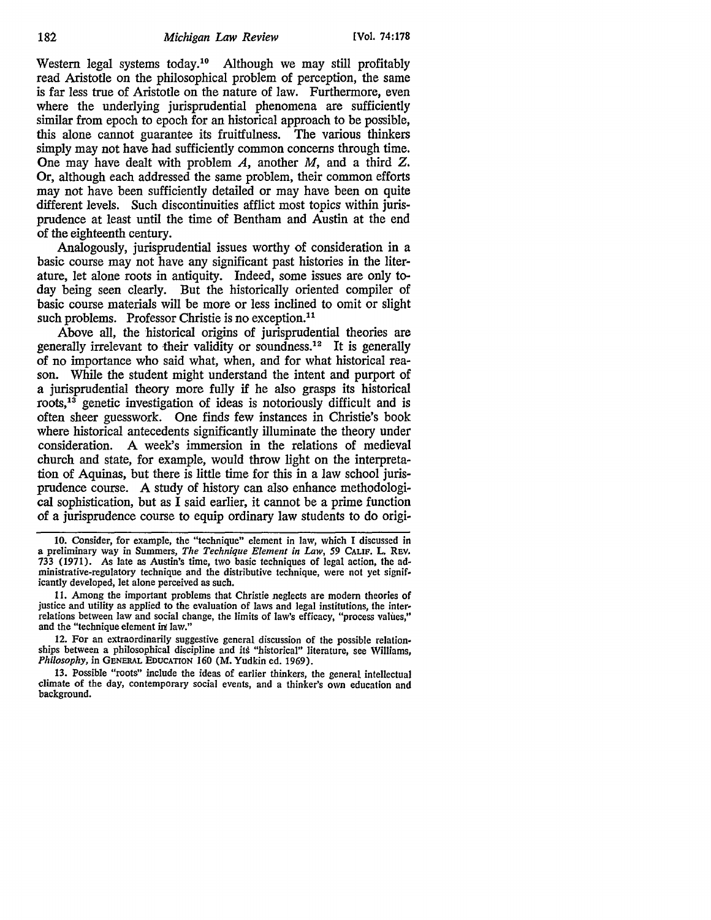Western legal systems today.[10] Although we may still profitably read Aristotle on the philosophical problem of perception, the same is far less true of Aristotle on the nature of law. Furthermore, even where the underlying jurisprudential phenomena are sufficiently similar from epoch to epoch for an historical approach to be possible, this alone cannot guarantee its fruitfulness. The various thinkers simply may not have had sufficiently common concerns through time. One may have dealt with problem *A*, another *M*, and a third *Z*. Or, although each addressed the same problem, their common efforts may not have been sufficiently detailed or may have been on quite different levels. Such discontinuities afflict most topics within jurisprudence at least until the time of Bentham and Austin at the end of the eighteenth century.

Analogously, jurisprudential issues worthy of consideration in a basic course may not have any significant past histories in the literature, let alone roots in antiquity. Indeed, some issues are only today being seen clearly. But the historically oriented compiler of basic course materials will be more or less inclined to omit or slight such problems. Professor Christie is no exception.[11]

Above all, the historical origins of jurisprudential theories are generally irrelevant to their validity or soundness.[12] It is generally of no importance who said what, when, and for what historical reason. While the student might understand the intent and purport of a jurisprudential theory more fully if he also grasps its historical roots,[13] genetic investigation of ideas is notoriously difficult and is often sheer guesswork. One finds few instances in Christie's book where historical antecedents significantly illuminate the theory under consideration. A week's immersion in the relations of medieval church and state, for example, would throw light on the interpretation of Aquinas, but there is little time for this in a law school jurisprudence course. A study of history can also enhance methodological sophistication, but as I said earlier, it cannot be a prime function of a jurisprudence course to equip ordinary law students to do origi-

---

10. Consider, for example, the "technique" element in law, which I discussed in a preliminary way in Summers, *The Technique Element in Law*, 59 CALIF. L. REV. 733 (1971). As late as Austin's time, two basic techniques of legal action, the administrative-regulatory technique and the distributive technique, were not yet significantly developed, let alone perceived as such.

11. Among the important problems that Christie neglects are modern theories of justice and utility as applied to the evaluation of laws and legal institutions, the interrelations between law and social change, the limits of law's efficacy, "process values," and the "technique element in law."

12. For an extraordinarily suggestive general discussion of the possible relationships between a philosophical discipline and its "historical" literature, see Williams, *Philosophy*, in GENERAL EDUCATION 160 (M. Yudkin ed. 1969).

13. Possible "roots" include the ideas of earlier thinkers, the general intellectual climate of the day, contemporary social events, and a thinker's own education and background.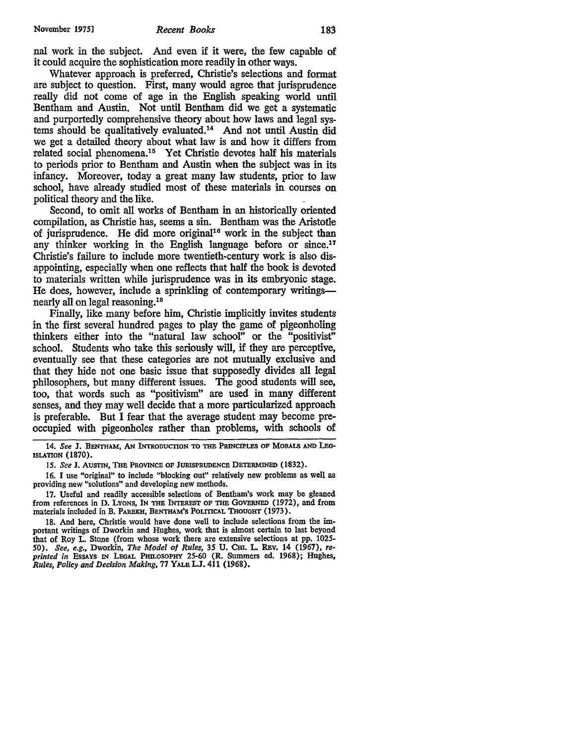nal work in the subject. And even if it were, the few capable of it could acquire the sophistication more readily in other ways.

Whatever approach is preferred, Christie's selections and format are subject to question. First, many would agree that jurisprudence really did not come of age in the English speaking world until Bentham and Austin. Not until Bentham did we get a systematic and purportedly comprehensive theory about how laws and legal systems should be qualitatively evaluated.[14] And not until Austin did we get a detailed theory about what law is and how it differs from related social phenomena.[15] Yet Christie devotes half his materials to periods prior to Bentham and Austin when the subject was in its infancy. Moreover, today a great many law students, prior to law school, have already studied most of these materials in courses on political theory and the like.

Second, to omit all works of Bentham in an historically oriented compilation, as Christie has, seems a sin. Bentham was the Aristotle of jurisprudence. He did more original[16] work in the subject than any thinker working in the English language before or since.[17] Christie's failure to include more twentieth-century work is also disappointing, especially when one reflects that half the book is devoted to materials written while jurisprudence was in its embryonic stage. He does, however, include a sprinkling of contemporary writings—nearly all on legal reasoning.[18]

Finally, like many before him, Christie implicitly invites students in the first several hundred pages to play the game of pigeonholing thinkers either into the "natural law school" or the "positivist" school. Students who take this seriously will, if they are perceptive, eventually see that these categories are not mutually exclusive and that they hide not one basic issue that supposedly divides all legal philosophers, but many different issues. The good students will see, too, that words such as "positivism" are used in many different senses, and they may well decide that a more particularized approach is preferable. But I fear that the average student may become preoccupied with pigeonholes rather than problems, with schools of

---

14. *See* J. BENTHAM, AN INTRODUCTION TO THE PRINCIPLES OF MORALS AND LEGISLATION (1870).

15. *See* J. AUSTIN, THE PROVINCE OF JURISPRUDENCE DETERMINED (1832).

16. I use "original" to include "blocking out" relatively new problems as well as providing new "solutions" and developing new methods.

17. Useful and readily accessible selections of Bentham's work may be gleaned from references in D. LYONS, IN THE INTEREST OF THE GOVERNED (1972), and from materials included in B. PAREKH, BENTHAM'S POLITICAL THOUGHT (1973).

18. And here, Christie would have done well to include selections from the important writings of Dworkin and Hughes, work that is almost certain to last beyond that of Roy L. Stone (from whose work there are extensive selections at pp. 1025-50). *See, e.g.*, Dworkin, *The Model of Rules*, 35 U. CHI. L. REV. 14 (1967), *reprinted in* ESSAYS IN LEGAL PHILOSOPHY 25-60 (R. Summers ed. 1968); Hughes, *Rules, Policy and Decision Making*, 77 YALE L.J. 411 (1968).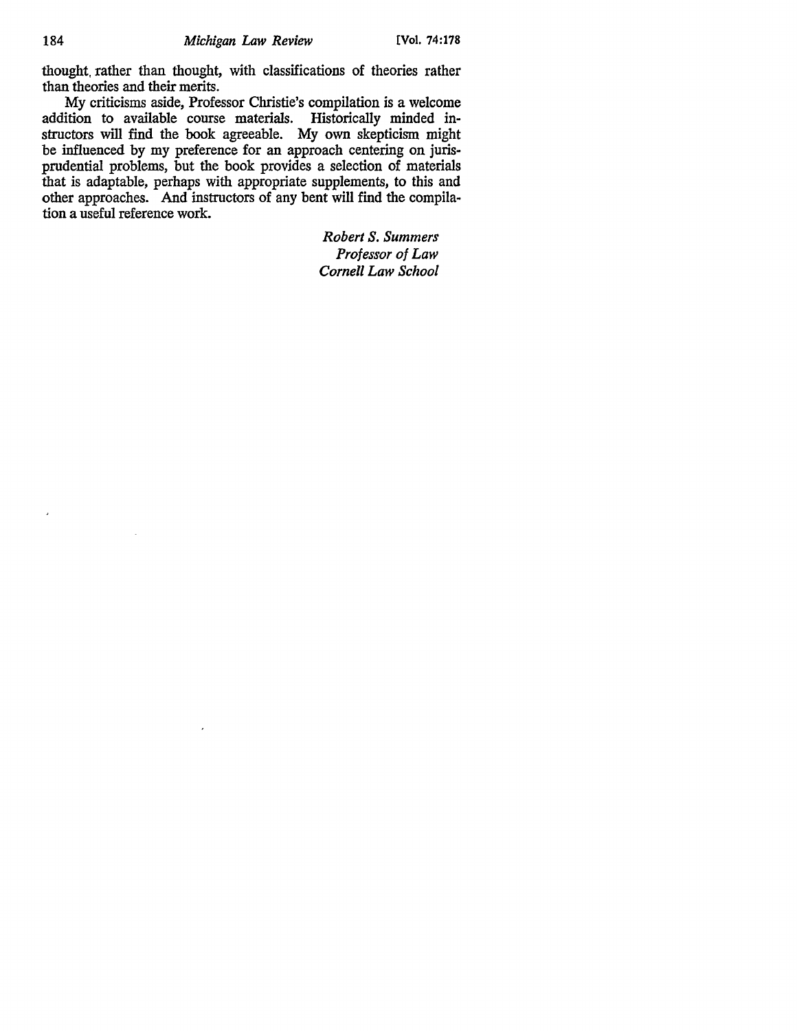thought rather than thought, with classifications of theories rather than theories and their merits.

My criticisms aside, Professor Christie's compilation is a welcome addition to available course materials. Historically minded instructors will find the book agreeable. My own skepticism might be influenced by my preference for an approach centering on jurisprudential problems, but the book provides a selection of materials that is adaptable, perhaps with appropriate supplements, to this and other approaches. And instructors of any bent will find the compilation a useful reference work.

*Robert S. Summers*
*Professor of Law*
*Cornell Law School*